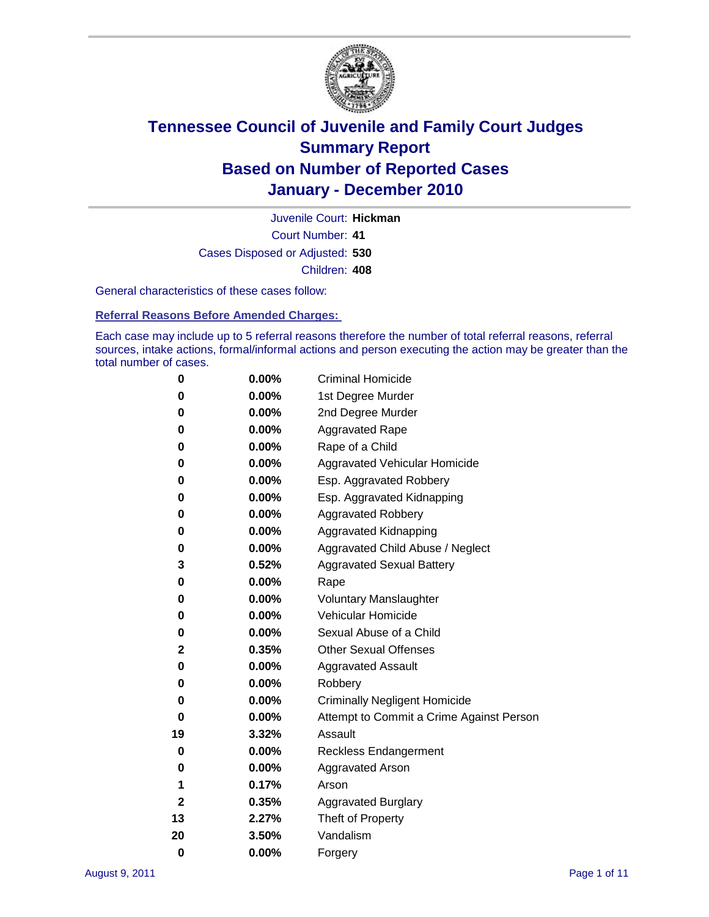# Tennessee Council of Juvenile and Family Court Judges
## Summary Report
## Based on Number of Reported Cases
## January - December 2010

Juvenile Court: **Hickman**

Court Number: **41**

Cases Disposed or Adjusted: **530**

Children: **408**

General characteristics of these cases follow:

### Referral Reasons Before Amended Charges:

Each case may include up to 5 referral reasons therefore the number of total referral reasons, referral sources, intake actions, formal/informal actions and person executing the action may be greater than the total number of cases.

| | | |
|---|---|---|
| 0 | 0.00% | Criminal Homicide |
| 0 | 0.00% | 1st Degree Murder |
| 0 | 0.00% | 2nd Degree Murder |
| 0 | 0.00% | Aggravated Rape |
| 0 | 0.00% | Rape of a Child |
| 0 | 0.00% | Aggravated Vehicular Homicide |
| 0 | 0.00% | Esp. Aggravated Robbery |
| 0 | 0.00% | Esp. Aggravated Kidnapping |
| 0 | 0.00% | Aggravated Robbery |
| 0 | 0.00% | Aggravated Kidnapping |
| 0 | 0.00% | Aggravated Child Abuse / Neglect |
| 3 | 0.52% | Aggravated Sexual Battery |
| 0 | 0.00% | Rape |
| 0 | 0.00% | Voluntary Manslaughter |
| 0 | 0.00% | Vehicular Homicide |
| 0 | 0.00% | Sexual Abuse of a Child |
| 2 | 0.35% | Other Sexual Offenses |
| 0 | 0.00% | Aggravated Assault |
| 0 | 0.00% | Robbery |
| 0 | 0.00% | Criminally Negligent Homicide |
| 0 | 0.00% | Attempt to Commit a Crime Against Person |
| 19 | 3.32% | Assault |
| 0 | 0.00% | Reckless Endangerment |
| 0 | 0.00% | Aggravated Arson |
| 1 | 0.17% | Arson |
| 2 | 0.35% | Aggravated Burglary |
| 13 | 2.27% | Theft of Property |
| 20 | 3.50% | Vandalism |
| 0 | 0.00% | Forgery |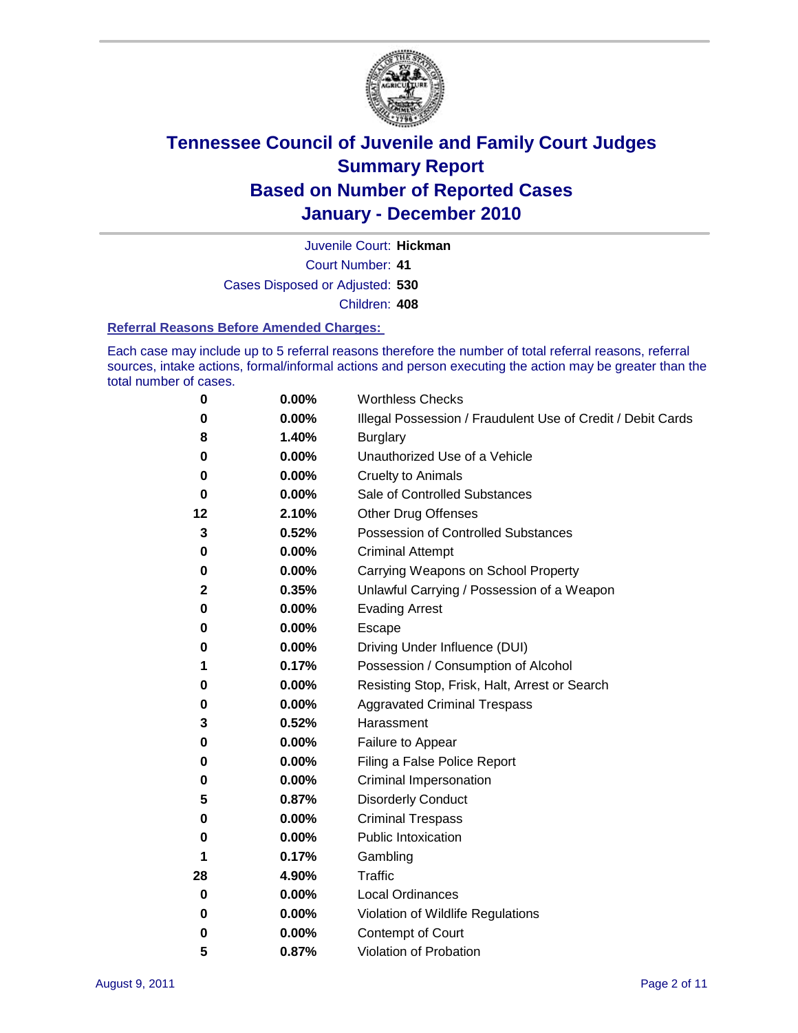# Tennessee Council of Juvenile and Family Court Judges
## Summary Report
## Based on Number of Reported Cases
## January - December 2010

Juvenile Court: **Hickman**

Court Number: **41**

Cases Disposed or Adjusted: **530**

Children: **408**

### Referral Reasons Before Amended Charges:

Each case may include up to 5 referral reasons therefore the number of total referral reasons, referral sources, intake actions, formal/informal actions and person executing the action may be greater than the total number of cases.

| Count | Percent | Referral Reason |
|---|---|---|
| 0 | 0.00% | Worthless Checks |
| 0 | 0.00% | Illegal Possession / Fraudulent Use of Credit / Debit Cards |
| 8 | 1.40% | Burglary |
| 0 | 0.00% | Unauthorized Use of a Vehicle |
| 0 | 0.00% | Cruelty to Animals |
| 0 | 0.00% | Sale of Controlled Substances |
| 12 | 2.10% | Other Drug Offenses |
| 3 | 0.52% | Possession of Controlled Substances |
| 0 | 0.00% | Criminal Attempt |
| 0 | 0.00% | Carrying Weapons on School Property |
| 2 | 0.35% | Unlawful Carrying / Possession of a Weapon |
| 0 | 0.00% | Evading Arrest |
| 0 | 0.00% | Escape |
| 0 | 0.00% | Driving Under Influence (DUI) |
| 1 | 0.17% | Possession / Consumption of Alcohol |
| 0 | 0.00% | Resisting Stop, Frisk, Halt, Arrest or Search |
| 0 | 0.00% | Aggravated Criminal Trespass |
| 3 | 0.52% | Harassment |
| 0 | 0.00% | Failure to Appear |
| 0 | 0.00% | Filing a False Police Report |
| 0 | 0.00% | Criminal Impersonation |
| 5 | 0.87% | Disorderly Conduct |
| 0 | 0.00% | Criminal Trespass |
| 0 | 0.00% | Public Intoxication |
| 1 | 0.17% | Gambling |
| 28 | 4.90% | Traffic |
| 0 | 0.00% | Local Ordinances |
| 0 | 0.00% | Violation of Wildlife Regulations |
| 0 | 0.00% | Contempt of Court |
| 5 | 0.87% | Violation of Probation |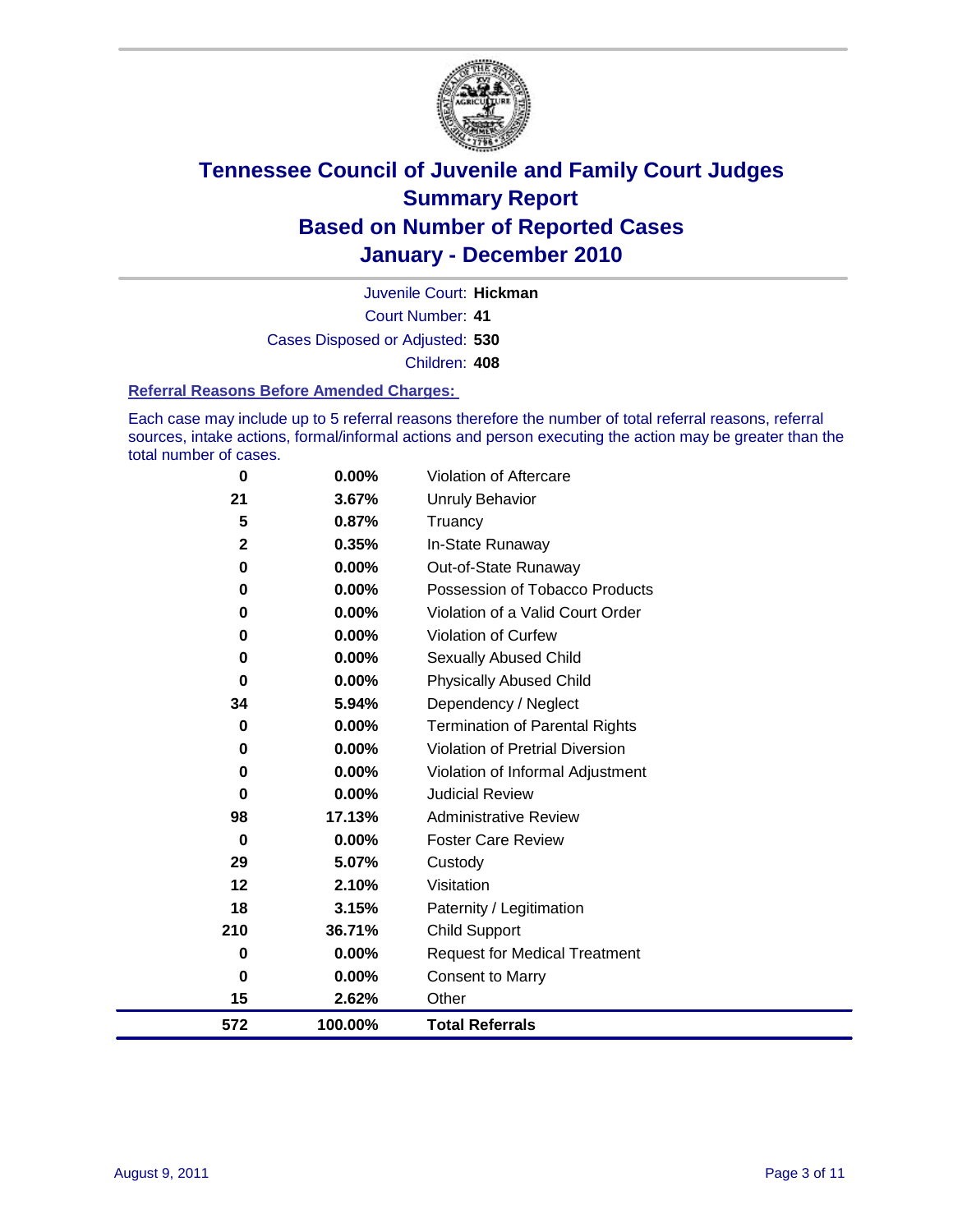# Tennessee Council of Juvenile and Family Court Judges
## Summary Report
## Based on Number of Reported Cases
## January - December 2010

Juvenile Court: **Hickman**

Court Number: **41**

Cases Disposed or Adjusted: **530**

Children: **408**

### Referral Reasons Before Amended Charges:

Each case may include up to 5 referral reasons therefore the number of total referral reasons, referral sources, intake actions, formal/informal actions and person executing the action may be greater than the total number of cases.

| Count | Percent | Referral Reason |
|---|---|---|
| 0 | 0.00% | Violation of Aftercare |
| 21 | 3.67% | Unruly Behavior |
| 5 | 0.87% | Truancy |
| 2 | 0.35% | In-State Runaway |
| 0 | 0.00% | Out-of-State Runaway |
| 0 | 0.00% | Possession of Tobacco Products |
| 0 | 0.00% | Violation of a Valid Court Order |
| 0 | 0.00% | Violation of Curfew |
| 0 | 0.00% | Sexually Abused Child |
| 0 | 0.00% | Physically Abused Child |
| 34 | 5.94% | Dependency / Neglect |
| 0 | 0.00% | Termination of Parental Rights |
| 0 | 0.00% | Violation of Pretrial Diversion |
| 0 | 0.00% | Violation of Informal Adjustment |
| 0 | 0.00% | Judicial Review |
| 98 | 17.13% | Administrative Review |
| 0 | 0.00% | Foster Care Review |
| 29 | 5.07% | Custody |
| 12 | 2.10% | Visitation |
| 18 | 3.15% | Paternity / Legitimation |
| 210 | 36.71% | Child Support |
| 0 | 0.00% | Request for Medical Treatment |
| 0 | 0.00% | Consent to Marry |
| 15 | 2.62% | Other |
| **572** | **100.00%** | **Total Referrals** |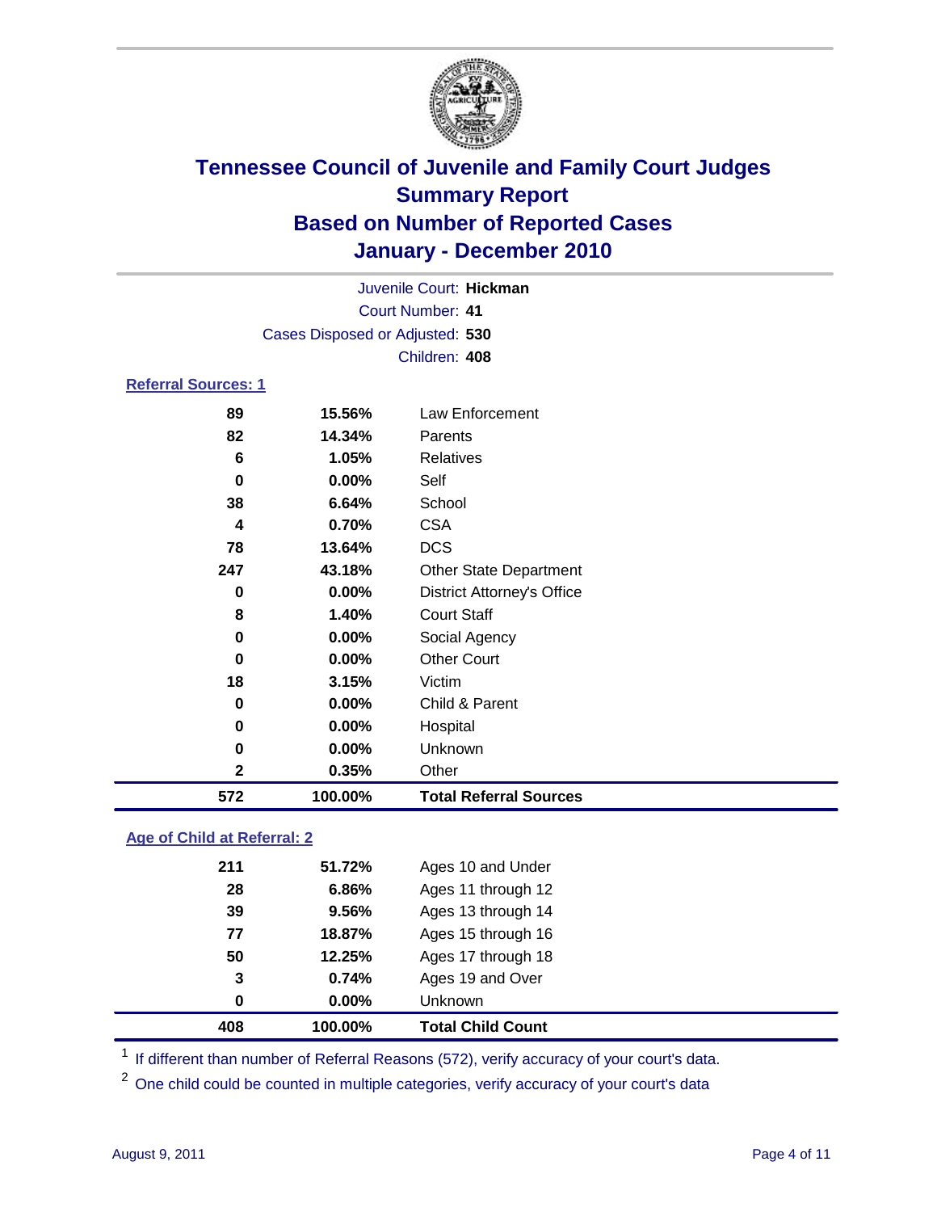# Tennessee Council of Juvenile and Family Court Judges
# Summary Report
# Based on Number of Reported Cases
# January - December 2010

Juvenile Court: **Hickman**
Court Number: **41**
Cases Disposed or Adjusted: **530**
Children: **408**

### Referral Sources: 1

| | | |
|---|---|---|
| 89 | 15.56% | Law Enforcement |
| 82 | 14.34% | Parents |
| 6 | 1.05% | Relatives |
| 0 | 0.00% | Self |
| 38 | 6.64% | School |
| 4 | 0.70% | CSA |
| 78 | 13.64% | DCS |
| 247 | 43.18% | Other State Department |
| 0 | 0.00% | District Attorney's Office |
| 8 | 1.40% | Court Staff |
| 0 | 0.00% | Social Agency |
| 0 | 0.00% | Other Court |
| 18 | 3.15% | Victim |
| 0 | 0.00% | Child & Parent |
| 0 | 0.00% | Hospital |
| 0 | 0.00% | Unknown |
| 2 | 0.35% | Other |
| **572** | **100.00%** | **Total Referral Sources** |

### Age of Child at Referral: 2

| | | |
|---|---|---|
| 211 | 51.72% | Ages 10 and Under |
| 28 | 6.86% | Ages 11 through 12 |
| 39 | 9.56% | Ages 13 through 14 |
| 77 | 18.87% | Ages 15 through 16 |
| 50 | 12.25% | Ages 17 through 18 |
| 3 | 0.74% | Ages 19 and Over |
| 0 | 0.00% | Unknown |
| **408** | **100.00%** | **Total Child Count** |

[1] If different than number of Referral Reasons (572), verify accuracy of your court's data.

[2] One child could be counted in multiple categories, verify accuracy of your court's data

August 9, 2011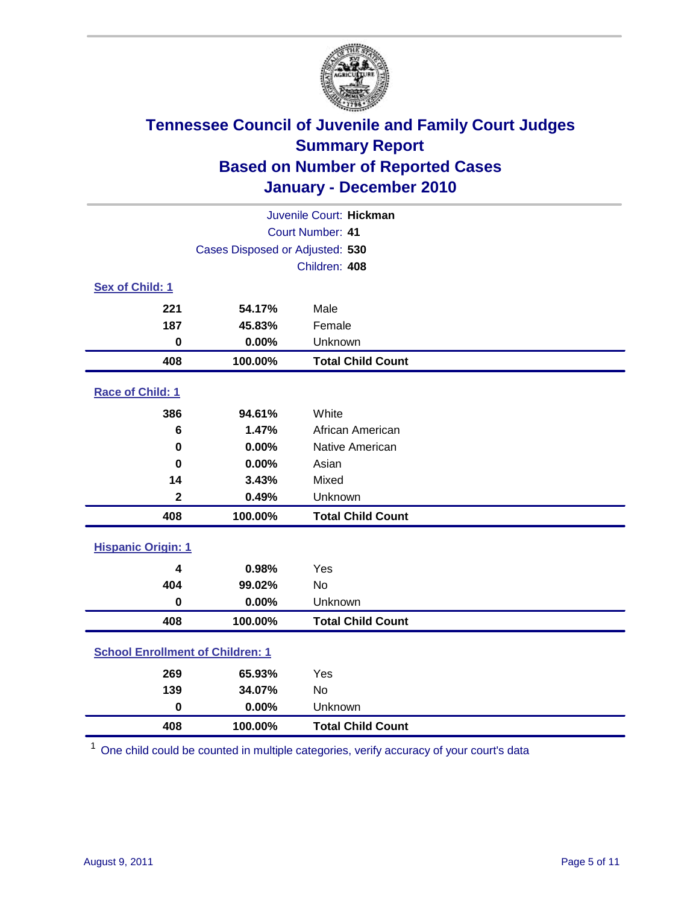# Tennessee Council of Juvenile and Family Court Judges
## Summary Report
## Based on Number of Reported Cases
## January - December 2010

Juvenile Court: **Hickman**

Court Number: **41**

Cases Disposed or Adjusted: **530**

Children: **408**

### Sex of Child: 1

| | | |
|---|---|---|
| 221 | 54.17% | Male |
| 187 | 45.83% | Female |
| 0 | 0.00% | Unknown |
| **408** | **100.00%** | **Total Child Count** |

### Race of Child: 1

| | | |
|---|---|---|
| 386 | 94.61% | White |
| 6 | 1.47% | African American |
| 0 | 0.00% | Native American |
| 0 | 0.00% | Asian |
| 14 | 3.43% | Mixed |
| 2 | 0.49% | Unknown |
| **408** | **100.00%** | **Total Child Count** |

### Hispanic Origin: 1

| | | |
|---|---|---|
| 4 | 0.98% | Yes |
| 404 | 99.02% | No |
| 0 | 0.00% | Unknown |
| **408** | **100.00%** | **Total Child Count** |

### School Enrollment of Children: 1

| | | |
|---|---|---|
| 269 | 65.93% | Yes |
| 139 | 34.07% | No |
| 0 | 0.00% | Unknown |
| **408** | **100.00%** | **Total Child Count** |

[1] One child could be counted in multiple categories, verify accuracy of your court's data

August 9, 2011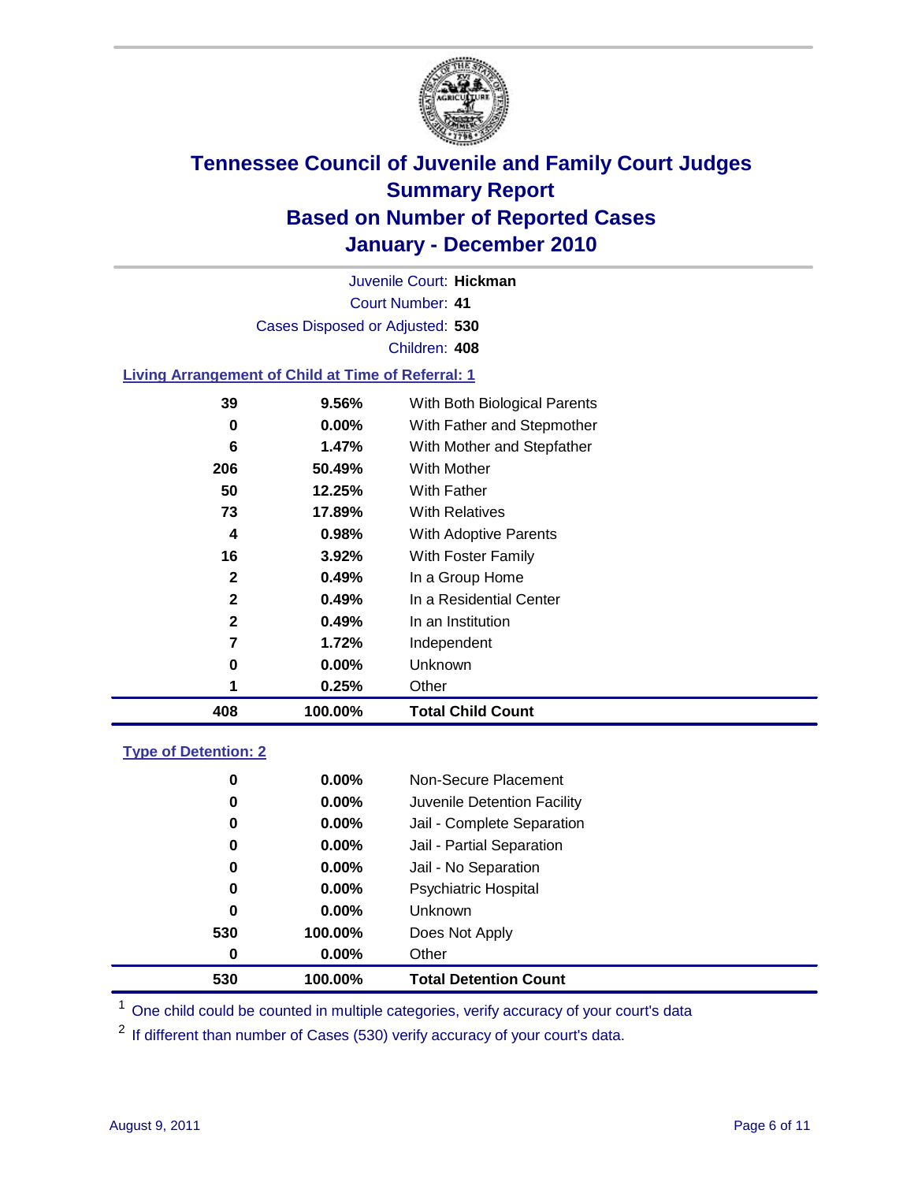# Tennessee Council of Juvenile and Family Court Judges
## Summary Report
## Based on Number of Reported Cases
## January - December 2010

Juvenile Court: **Hickman**
Court Number: **41**
Cases Disposed or Adjusted: **530**
Children: **408**

### Living Arrangement of Child at Time of Referral: 1

| Count | Percent | Category |
|---|---|---|
| 39 | 9.56% | With Both Biological Parents |
| 0 | 0.00% | With Father and Stepmother |
| 6 | 1.47% | With Mother and Stepfather |
| 206 | 50.49% | With Mother |
| 50 | 12.25% | With Father |
| 73 | 17.89% | With Relatives |
| 4 | 0.98% | With Adoptive Parents |
| 16 | 3.92% | With Foster Family |
| 2 | 0.49% | In a Group Home |
| 2 | 0.49% | In a Residential Center |
| 2 | 0.49% | In an Institution |
| 7 | 1.72% | Independent |
| 0 | 0.00% | Unknown |
| 1 | 0.25% | Other |
| **408** | **100.00%** | **Total Child Count** |

### Type of Detention: 2

| Count | Percent | Category |
|---|---|---|
| 0 | 0.00% | Non-Secure Placement |
| 0 | 0.00% | Juvenile Detention Facility |
| 0 | 0.00% | Jail - Complete Separation |
| 0 | 0.00% | Jail - Partial Separation |
| 0 | 0.00% | Jail - No Separation |
| 0 | 0.00% | Psychiatric Hospital |
| 0 | 0.00% | Unknown |
| 530 | 100.00% | Does Not Apply |
| 0 | 0.00% | Other |
| **530** | **100.00%** | **Total Detention Count** |

[1] One child could be counted in multiple categories, verify accuracy of your court's data

[2] If different than number of Cases (530) verify accuracy of your court's data.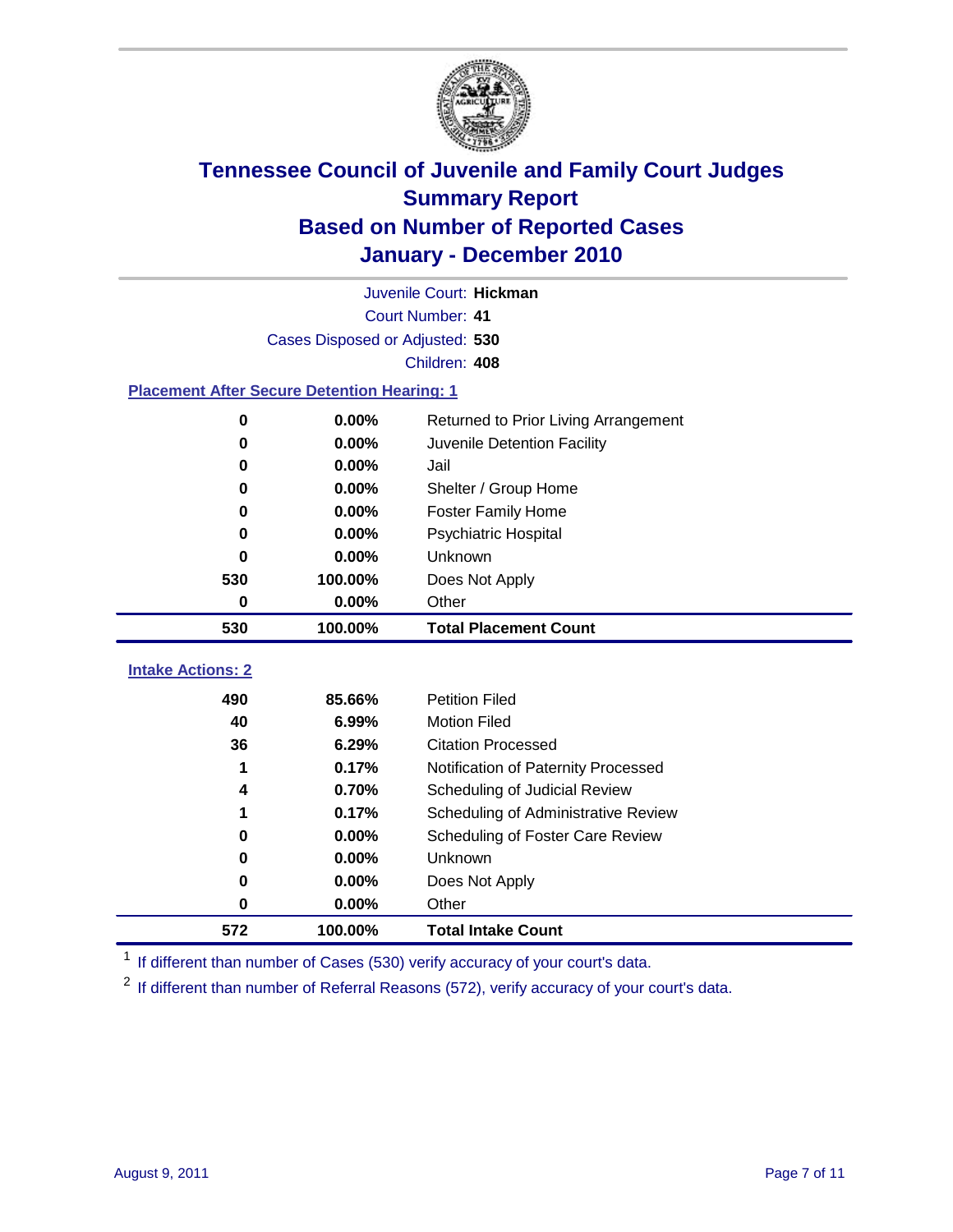# Tennessee Council of Juvenile and Family Court Judges
## Summary Report
## Based on Number of Reported Cases
## January - December 2010

Juvenile Court: **Hickman**

Court Number: **41**

Cases Disposed or Adjusted: **530**

Children: **408**

### Placement After Secure Detention Hearing: 1

| | | |
|---|---|---|
| 0 | 0.00% | Returned to Prior Living Arrangement |
| 0 | 0.00% | Juvenile Detention Facility |
| 0 | 0.00% | Jail |
| 0 | 0.00% | Shelter / Group Home |
| 0 | 0.00% | Foster Family Home |
| 0 | 0.00% | Psychiatric Hospital |
| 0 | 0.00% | Unknown |
| 530 | 100.00% | Does Not Apply |
| 0 | 0.00% | Other |
| **530** | **100.00%** | **Total Placement Count** |

### Intake Actions: 2

| | | |
|---|---|---|
| 490 | 85.66% | Petition Filed |
| 40 | 6.99% | Motion Filed |
| 36 | 6.29% | Citation Processed |
| 1 | 0.17% | Notification of Paternity Processed |
| 4 | 0.70% | Scheduling of Judicial Review |
| 1 | 0.17% | Scheduling of Administrative Review |
| 0 | 0.00% | Scheduling of Foster Care Review |
| 0 | 0.00% | Unknown |
| 0 | 0.00% | Does Not Apply |
| 0 | 0.00% | Other |
| **572** | **100.00%** | **Total Intake Count** |

[1] If different than number of Cases (530) verify accuracy of your court's data.

[2] If different than number of Referral Reasons (572), verify accuracy of your court's data.

August 9, 2011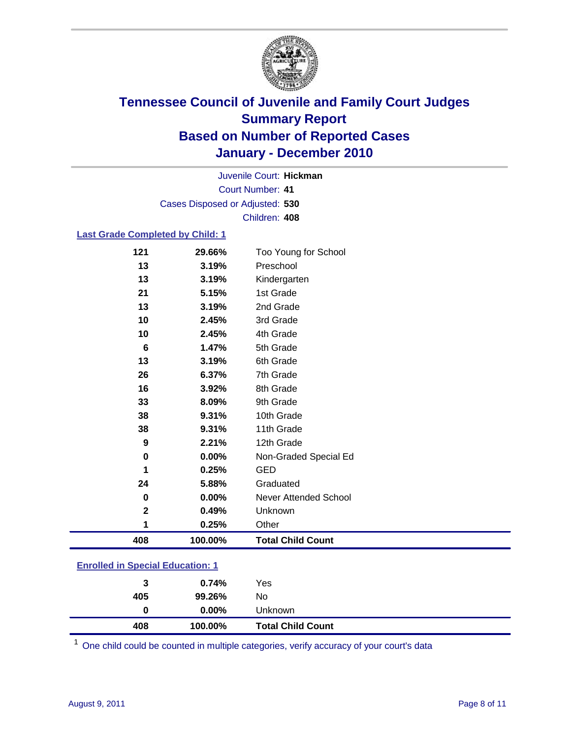# Tennessee Council of Juvenile and Family Court Judges
## Summary Report
## Based on Number of Reported Cases
## January - December 2010

Juvenile Court: **Hickman**

Court Number: **41**

Cases Disposed or Adjusted: **530**

Children: **408**

### Last Grade Completed by Child: 1

| Count | Percent | Category |
|---|---|---|
| 121 | 29.66% | Too Young for School |
| 13 | 3.19% | Preschool |
| 13 | 3.19% | Kindergarten |
| 21 | 5.15% | 1st Grade |
| 13 | 3.19% | 2nd Grade |
| 10 | 2.45% | 3rd Grade |
| 10 | 2.45% | 4th Grade |
| 6 | 1.47% | 5th Grade |
| 13 | 3.19% | 6th Grade |
| 26 | 6.37% | 7th Grade |
| 16 | 3.92% | 8th Grade |
| 33 | 8.09% | 9th Grade |
| 38 | 9.31% | 10th Grade |
| 38 | 9.31% | 11th Grade |
| 9 | 2.21% | 12th Grade |
| 0 | 0.00% | Non-Graded Special Ed |
| 1 | 0.25% | GED |
| 24 | 5.88% | Graduated |
| 0 | 0.00% | Never Attended School |
| 2 | 0.49% | Unknown |
| 1 | 0.25% | Other |
| **408** | **100.00%** | **Total Child Count** |

### Enrolled in Special Education: 1

| Count | Percent | Category |
|---|---|---|
| 3 | 0.74% | Yes |
| 405 | 99.26% | No |
| 0 | 0.00% | Unknown |
| **408** | **100.00%** | **Total Child Count** |

[1] One child could be counted in multiple categories, verify accuracy of your court's data

August 9, 2011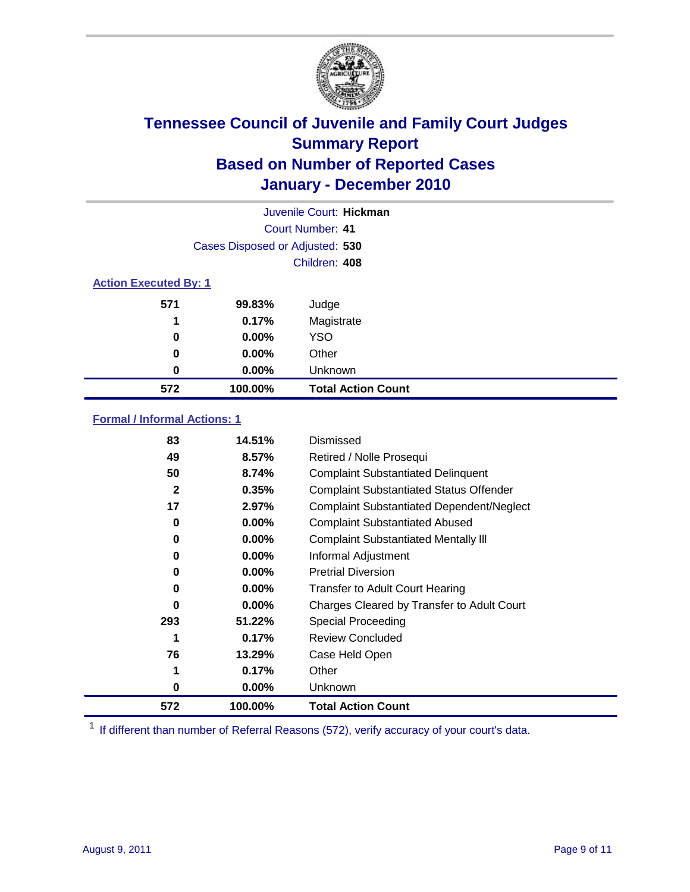# Tennessee Council of Juvenile and Family Court Judges
## Summary Report
## Based on Number of Reported Cases
## January - December 2010

Juvenile Court: **Hickman**
Court Number: **41**
Cases Disposed or Adjusted: **530**
Children: **408**

### Action Executed By: 1

| | | |
|---|---|---|
| 571 | 99.83% | Judge |
| 1 | 0.17% | Magistrate |
| 0 | 0.00% | YSO |
| 0 | 0.00% | Other |
| 0 | 0.00% | Unknown |
| **572** | **100.00%** | **Total Action Count** |

### Formal / Informal Actions: 1

| | | |
|---|---|---|
| 83 | 14.51% | Dismissed |
| 49 | 8.57% | Retired / Nolle Prosequi |
| 50 | 8.74% | Complaint Substantiated Delinquent |
| 2 | 0.35% | Complaint Substantiated Status Offender |
| 17 | 2.97% | Complaint Substantiated Dependent/Neglect |
| 0 | 0.00% | Complaint Substantiated Abused |
| 0 | 0.00% | Complaint Substantiated Mentally Ill |
| 0 | 0.00% | Informal Adjustment |
| 0 | 0.00% | Pretrial Diversion |
| 0 | 0.00% | Transfer to Adult Court Hearing |
| 0 | 0.00% | Charges Cleared by Transfer to Adult Court |
| 293 | 51.22% | Special Proceeding |
| 1 | 0.17% | Review Concluded |
| 76 | 13.29% | Case Held Open |
| 1 | 0.17% | Other |
| 0 | 0.00% | Unknown |
| **572** | **100.00%** | **Total Action Count** |

[1] If different than number of Referral Reasons (572), verify accuracy of your court's data.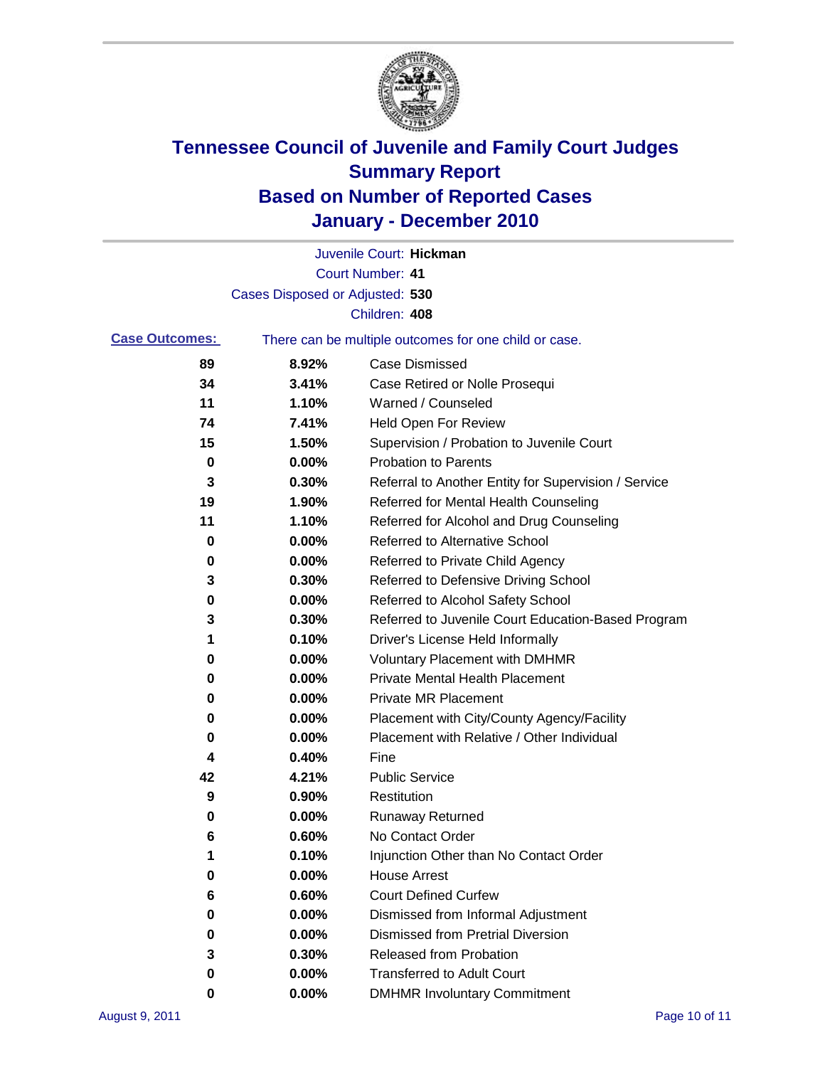# Tennessee Council of Juvenile and Family Court Judges
## Summary Report
## Based on Number of Reported Cases
## January - December 2010

Juvenile Court: **Hickman**
Court Number: **41**
Cases Disposed or Adjusted: **530**
Children: **408**

**Case Outcomes:** There can be multiple outcomes for one child or case.

| Count | Percent | Outcome |
|---|---|---|
| 89 | 8.92% | Case Dismissed |
| 34 | 3.41% | Case Retired or Nolle Prosequi |
| 11 | 1.10% | Warned / Counseled |
| 74 | 7.41% | Held Open For Review |
| 15 | 1.50% | Supervision / Probation to Juvenile Court |
| 0 | 0.00% | Probation to Parents |
| 3 | 0.30% | Referral to Another Entity for Supervision / Service |
| 19 | 1.90% | Referred for Mental Health Counseling |
| 11 | 1.10% | Referred for Alcohol and Drug Counseling |
| 0 | 0.00% | Referred to Alternative School |
| 0 | 0.00% | Referred to Private Child Agency |
| 3 | 0.30% | Referred to Defensive Driving School |
| 0 | 0.00% | Referred to Alcohol Safety School |
| 3 | 0.30% | Referred to Juvenile Court Education-Based Program |
| 1 | 0.10% | Driver's License Held Informally |
| 0 | 0.00% | Voluntary Placement with DMHMR |
| 0 | 0.00% | Private Mental Health Placement |
| 0 | 0.00% | Private MR Placement |
| 0 | 0.00% | Placement with City/County Agency/Facility |
| 0 | 0.00% | Placement with Relative / Other Individual |
| 4 | 0.40% | Fine |
| 42 | 4.21% | Public Service |
| 9 | 0.90% | Restitution |
| 0 | 0.00% | Runaway Returned |
| 6 | 0.60% | No Contact Order |
| 1 | 0.10% | Injunction Other than No Contact Order |
| 0 | 0.00% | House Arrest |
| 6 | 0.60% | Court Defined Curfew |
| 0 | 0.00% | Dismissed from Informal Adjustment |
| 0 | 0.00% | Dismissed from Pretrial Diversion |
| 3 | 0.30% | Released from Probation |
| 0 | 0.00% | Transferred to Adult Court |
| 0 | 0.00% | DMHMR Involuntary Commitment |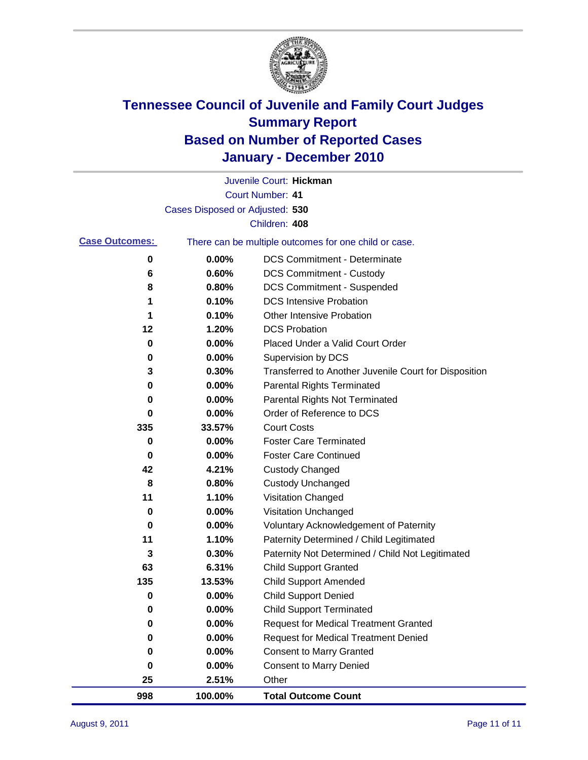# Tennessee Council of Juvenile and Family Court Judges
# Summary Report
# Based on Number of Reported Cases
# January - December 2010

Juvenile Court: **Hickman**

Court Number: **41**

Cases Disposed or Adjusted: **530**

Children: **408**

**Case Outcomes:** There can be multiple outcomes for one child or case.

| | | |
|---|---|---|
| 0 | 0.00% | DCS Commitment - Determinate |
| 6 | 0.60% | DCS Commitment - Custody |
| 8 | 0.80% | DCS Commitment - Suspended |
| 1 | 0.10% | DCS Intensive Probation |
| 1 | 0.10% | Other Intensive Probation |
| 12 | 1.20% | DCS Probation |
| 0 | 0.00% | Placed Under a Valid Court Order |
| 0 | 0.00% | Supervision by DCS |
| 3 | 0.30% | Transferred to Another Juvenile Court for Disposition |
| 0 | 0.00% | Parental Rights Terminated |
| 0 | 0.00% | Parental Rights Not Terminated |
| 0 | 0.00% | Order of Reference to DCS |
| 335 | 33.57% | Court Costs |
| 0 | 0.00% | Foster Care Terminated |
| 0 | 0.00% | Foster Care Continued |
| 42 | 4.21% | Custody Changed |
| 8 | 0.80% | Custody Unchanged |
| 11 | 1.10% | Visitation Changed |
| 0 | 0.00% | Visitation Unchanged |
| 0 | 0.00% | Voluntary Acknowledgement of Paternity |
| 11 | 1.10% | Paternity Determined / Child Legitimated |
| 3 | 0.30% | Paternity Not Determined / Child Not Legitimated |
| 63 | 6.31% | Child Support Granted |
| 135 | 13.53% | Child Support Amended |
| 0 | 0.00% | Child Support Denied |
| 0 | 0.00% | Child Support Terminated |
| 0 | 0.00% | Request for Medical Treatment Granted |
| 0 | 0.00% | Request for Medical Treatment Denied |
| 0 | 0.00% | Consent to Marry Granted |
| 0 | 0.00% | Consent to Marry Denied |
| 25 | 2.51% | Other |
| **998** | **100.00%** | **Total Outcome Count** |